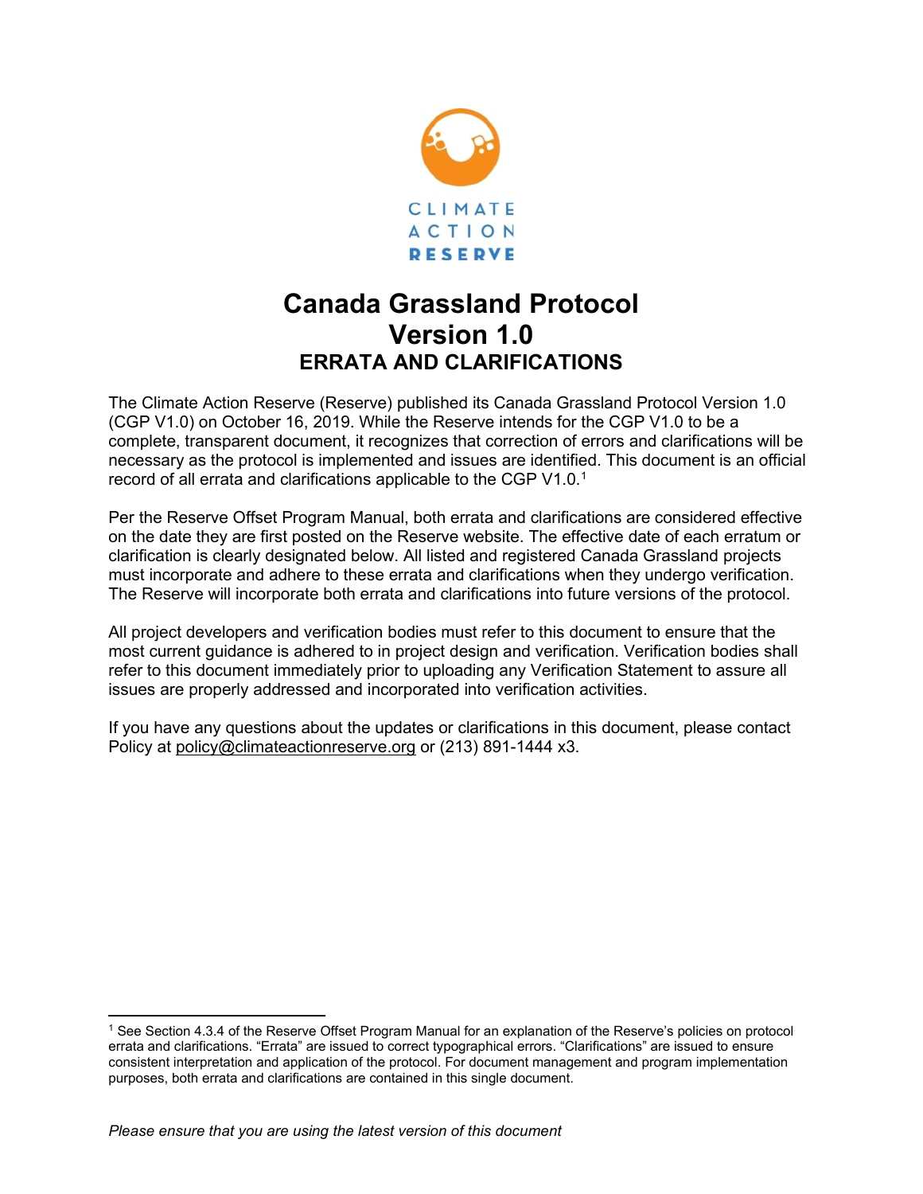# Canada Grassland Protocol Version 1.0

## ERRATA AND CLARIFICATIONS

The Climate Action Reserve (Reserve) published its Canada Grassland Protocol Version 1.0 (CGP V1.0) on October 16, 2019. While the Reserve intends for the CGP V1.0 to be a complete, transparent document, it recognizes that correction of errors and clarifications will be necessary as the protocol is implemented and issues are identified. This document is an official record of all errata and clarifications applicable to the CGP V1.0.[1]

Per the Reserve Offset Program Manual, both errata and clarifications are considered effective on the date they are first posted on the Reserve website. The effective date of each erratum or clarification is clearly designated below. All listed and registered Canada Grassland projects must incorporate and adhere to these errata and clarifications when they undergo verification. The Reserve will incorporate both errata and clarifications into future versions of the protocol.

All project developers and verification bodies must refer to this document to ensure that the most current guidance is adhered to in project design and verification. Verification bodies shall refer to this document immediately prior to uploading any Verification Statement to assure all issues are properly addressed and incorporated into verification activities.

If you have any questions about the updates or clarifications in this document, please contact Policy at policy@climateactionreserve.org or (213) 891-1444 x3.

[1] See Section 4.3.4 of the Reserve Offset Program Manual for an explanation of the Reserve's policies on protocol errata and clarifications. "Errata" are issued to correct typographical errors. "Clarifications" are issued to ensure consistent interpretation and application of the protocol. For document management and program implementation purposes, both errata and clarifications are contained in this single document.

*Please ensure that you are using the latest version of this document*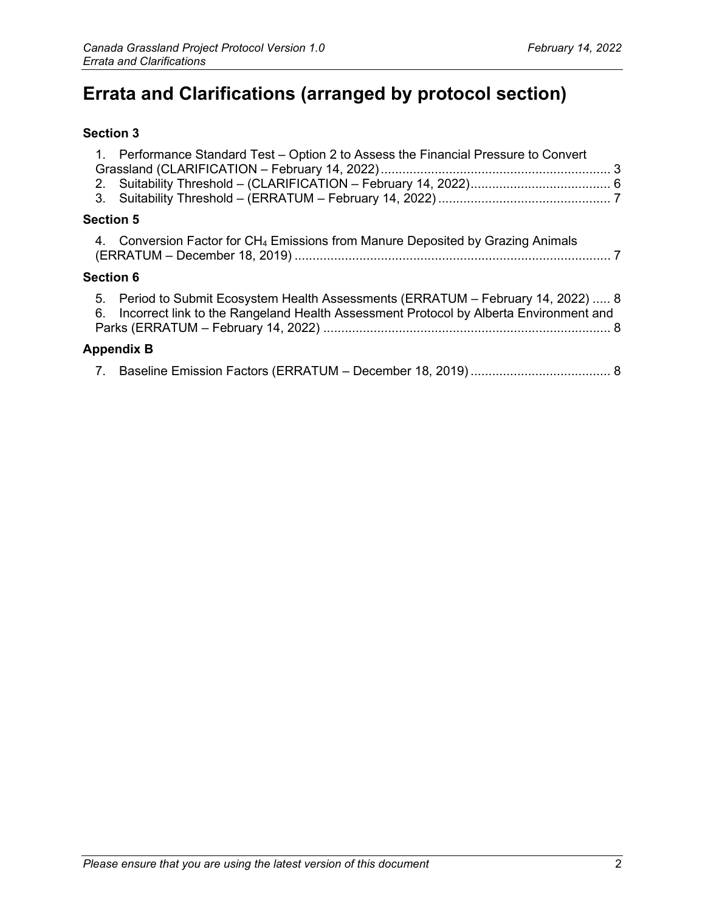# Errata and Clarifications (arranged by protocol section)

**Section 3**

1. Performance Standard Test – Option 2 to Assess the Financial Pressure to Convert Grassland (CLARIFICATION – February 14, 2022) ........ 3
2. Suitability Threshold – (CLARIFICATION – February 14, 2022) ........ 6
3. Suitability Threshold – (ERRATUM – February 14, 2022) ........ 7

**Section 5**

4. Conversion Factor for $CH_4$ Emissions from Manure Deposited by Grazing Animals (ERRATUM – December 18, 2019) ........ 7

**Section 6**

5. Period to Submit Ecosystem Health Assessments (ERRATUM – February 14, 2022) ..... 8
6. Incorrect link to the Rangeland Health Assessment Protocol by Alberta Environment and Parks (ERRATUM – February 14, 2022) ........ 8

**Appendix B**

7. Baseline Emission Factors (ERRATUM – December 18, 2019) ........ 8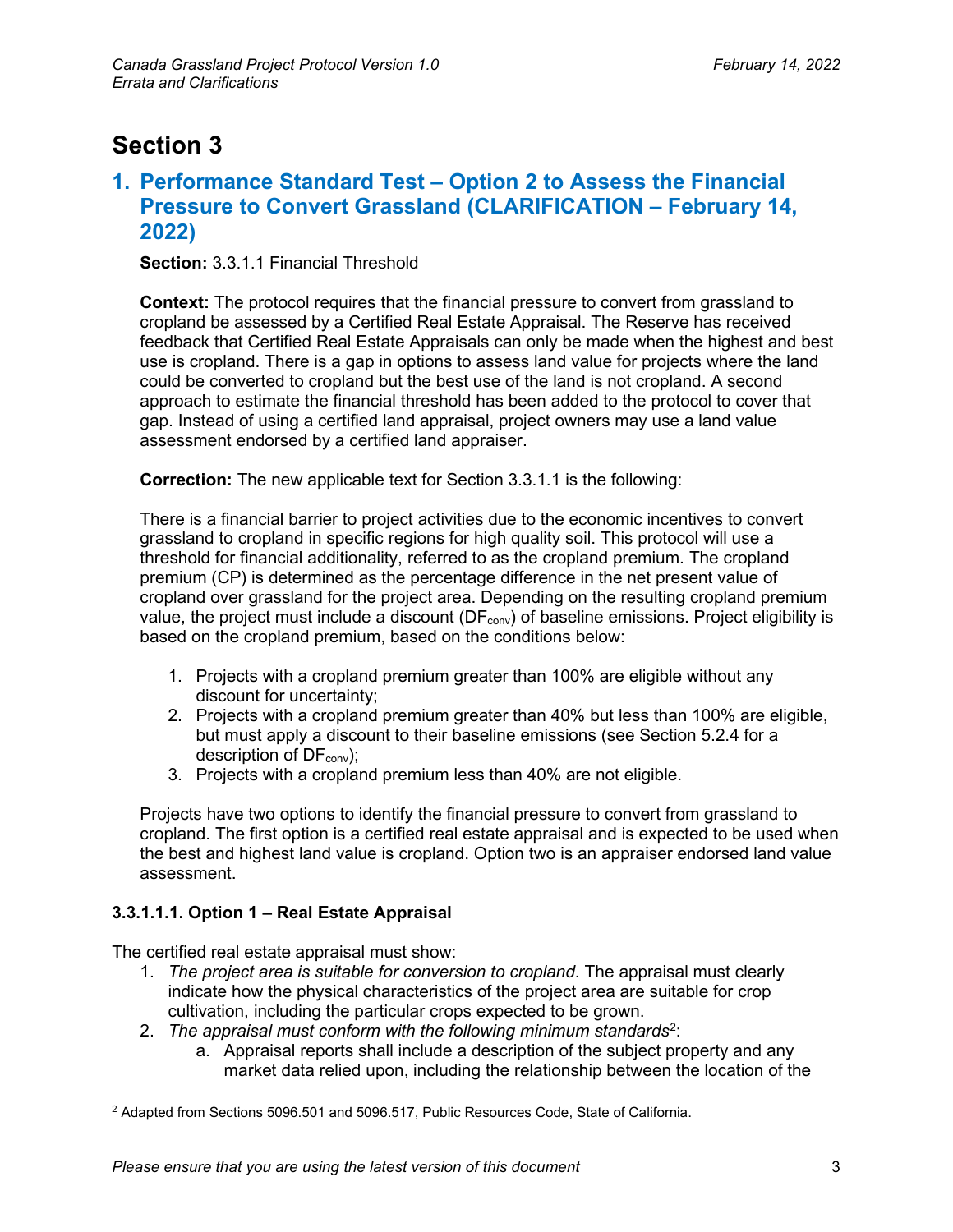# Section 3

## 1. Performance Standard Test – Option 2 to Assess the Financial Pressure to Convert Grassland (CLARIFICATION – February 14, 2022)

**Section:** 3.3.1.1 Financial Threshold

**Context:** The protocol requires that the financial pressure to convert from grassland to cropland be assessed by a Certified Real Estate Appraisal. The Reserve has received feedback that Certified Real Estate Appraisals can only be made when the highest and best use is cropland. There is a gap in options to assess land value for projects where the land could be converted to cropland but the best use of the land is not cropland. A second approach to estimate the financial threshold has been added to the protocol to cover that gap. Instead of using a certified land appraisal, project owners may use a land value assessment endorsed by a certified land appraiser.

**Correction:** The new applicable text for Section 3.3.1.1 is the following:

There is a financial barrier to project activities due to the economic incentives to convert grassland to cropland in specific regions for high quality soil. This protocol will use a threshold for financial additionality, referred to as the cropland premium. The cropland premium (CP) is determined as the percentage difference in the net present value of cropland over grassland for the project area. Depending on the resulting cropland premium value, the project must include a discount ($DF_{conv}$) of baseline emissions. Project eligibility is based on the cropland premium, based on the conditions below:

1. Projects with a cropland premium greater than 100% are eligible without any discount for uncertainty;
2. Projects with a cropland premium greater than 40% but less than 100% are eligible, but must apply a discount to their baseline emissions (see Section 5.2.4 for a description of $DF_{conv}$);
3. Projects with a cropland premium less than 40% are not eligible.

Projects have two options to identify the financial pressure to convert from grassland to cropland. The first option is a certified real estate appraisal and is expected to be used when the best and highest land value is cropland. Option two is an appraiser endorsed land value assessment.

#### 3.3.1.1.1. Option 1 – Real Estate Appraisal

The certified real estate appraisal must show:

1. *The project area is suitable for conversion to cropland*. The appraisal must clearly indicate how the physical characteristics of the project area are suitable for crop cultivation, including the particular crops expected to be grown.
2. *The appraisal must conform with the following minimum standards*[2]:
    a. Appraisal reports shall include a description of the subject property and any market data relied upon, including the relationship between the location of the

[2] Adapted from Sections 5096.501 and 5096.517, Public Resources Code, State of California.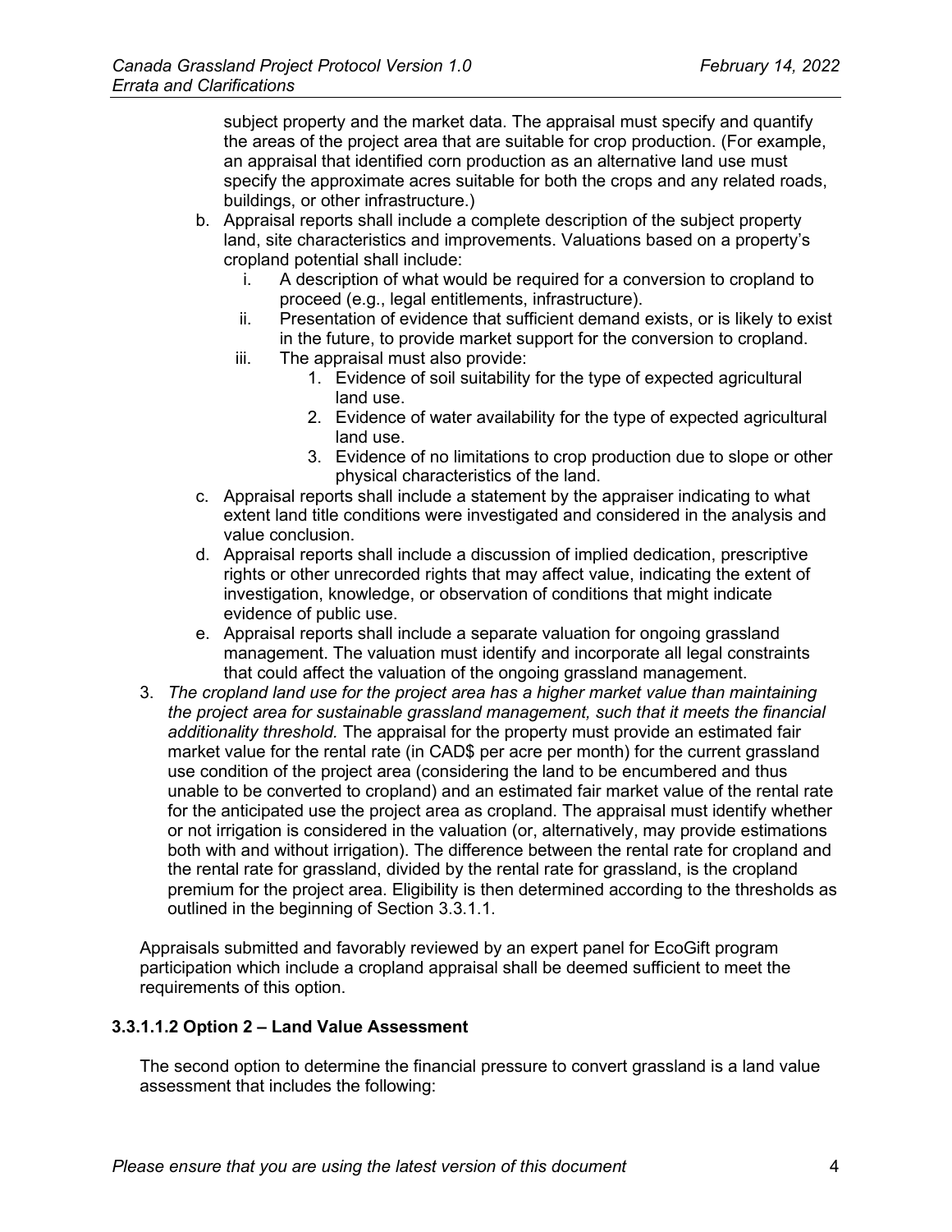subject property and the market data. The appraisal must specify and quantify the areas of the project area that are suitable for crop production. (For example, an appraisal that identified corn production as an alternative land use must specify the approximate acres suitable for both the crops and any related roads, buildings, or other infrastructure.)

   b. Appraisal reports shall include a complete description of the subject property land, site characteristics and improvements. Valuations based on a property's cropland potential shall include:
      i. A description of what would be required for a conversion to cropland to proceed (e.g., legal entitlements, infrastructure).
      ii. Presentation of evidence that sufficient demand exists, or is likely to exist in the future, to provide market support for the conversion to cropland.
      iii. The appraisal must also provide:
         1. Evidence of soil suitability for the type of expected agricultural land use.
         2. Evidence of water availability for the type of expected agricultural land use.
         3. Evidence of no limitations to crop production due to slope or other physical characteristics of the land.
   c. Appraisal reports shall include a statement by the appraiser indicating to what extent land title conditions were investigated and considered in the analysis and value conclusion.
   d. Appraisal reports shall include a discussion of implied dedication, prescriptive rights or other unrecorded rights that may affect value, indicating the extent of investigation, knowledge, or observation of conditions that might indicate evidence of public use.
   e. Appraisal reports shall include a separate valuation for ongoing grassland management. The valuation must identify and incorporate all legal constraints that could affect the valuation of the ongoing grassland management.

3. *The cropland land use for the project area has a higher market value than maintaining the project area for sustainable grassland management, such that it meets the financial additionality threshold.* The appraisal for the property must provide an estimated fair market value for the rental rate (in CAD$ per acre per month) for the current grassland use condition of the project area (considering the land to be encumbered and thus unable to be converted to cropland) and an estimated fair market value of the rental rate for the anticipated use the project area as cropland. The appraisal must identify whether or not irrigation is considered in the valuation (or, alternatively, may provide estimations both with and without irrigation). The difference between the rental rate for cropland and the rental rate for grassland, divided by the rental rate for grassland, is the cropland premium for the project area. Eligibility is then determined according to the thresholds as outlined in the beginning of Section 3.3.1.1.

Appraisals submitted and favorably reviewed by an expert panel for EcoGift program participation which include a cropland appraisal shall be deemed sufficient to meet the requirements of this option.

#### 3.3.1.1.2 Option 2 – Land Value Assessment

The second option to determine the financial pressure to convert grassland is a land value assessment that includes the following: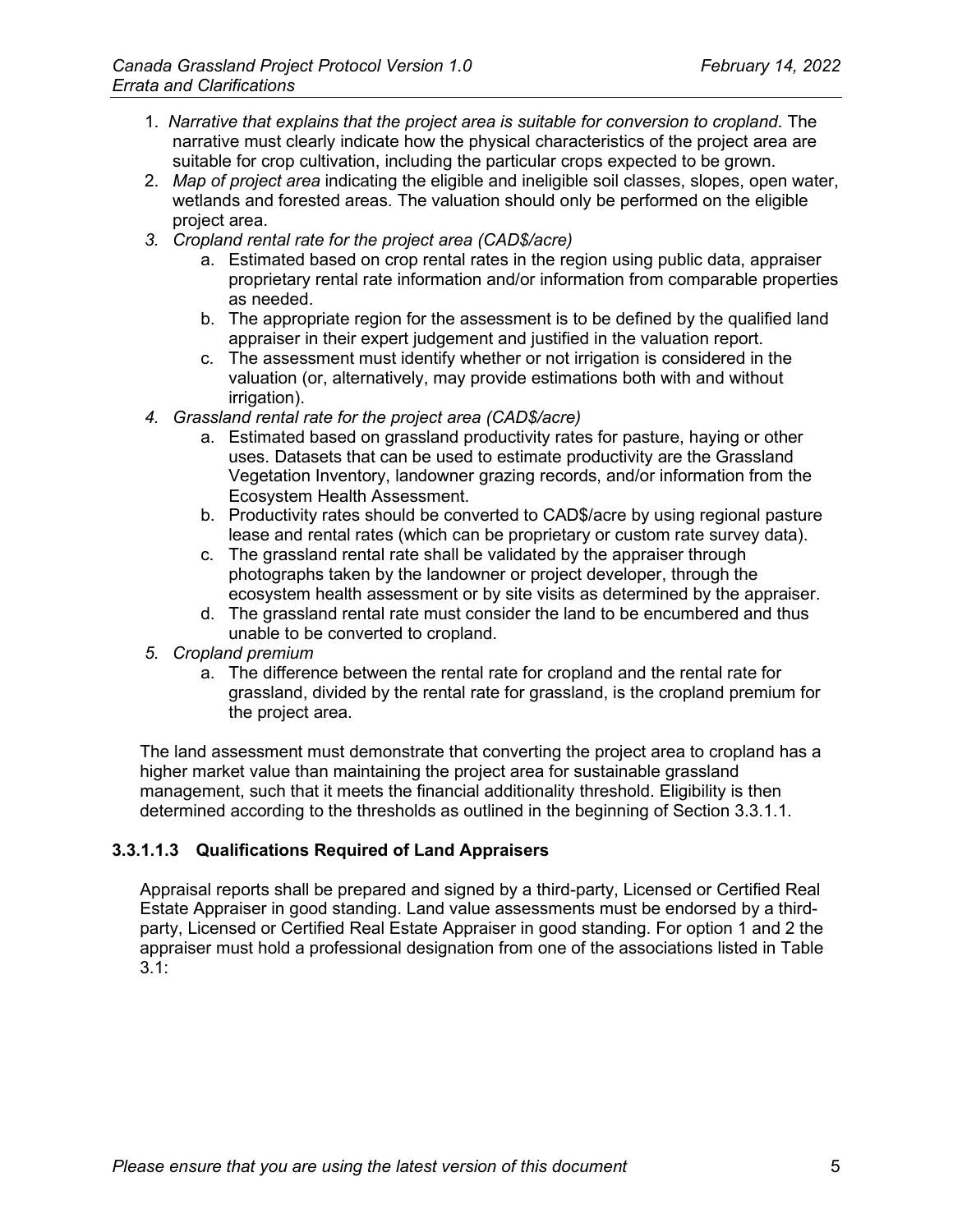1. *Narrative that explains that the project area is suitable for conversion to cropland*. The narrative must clearly indicate how the physical characteristics of the project area are suitable for crop cultivation, including the particular crops expected to be grown.
2. *Map of project area* indicating the eligible and ineligible soil classes, slopes, open water, wetlands and forested areas. The valuation should only be performed on the eligible project area.
3. *Cropland rental rate for the project area (CAD$/acre)*
    a. Estimated based on crop rental rates in the region using public data, appraiser proprietary rental rate information and/or information from comparable properties as needed.
    b. The appropriate region for the assessment is to be defined by the qualified land appraiser in their expert judgement and justified in the valuation report.
    c. The assessment must identify whether or not irrigation is considered in the valuation (or, alternatively, may provide estimations both with and without irrigation).
4. *Grassland rental rate for the project area (CAD$/acre)*
    a. Estimated based on grassland productivity rates for pasture, haying or other uses. Datasets that can be used to estimate productivity are the Grassland Vegetation Inventory, landowner grazing records, and/or information from the Ecosystem Health Assessment.
    b. Productivity rates should be converted to CAD$/acre by using regional pasture lease and rental rates (which can be proprietary or custom rate survey data).
    c. The grassland rental rate shall be validated by the appraiser through photographs taken by the landowner or project developer, through the ecosystem health assessment or by site visits as determined by the appraiser.
    d. The grassland rental rate must consider the land to be encumbered and thus unable to be converted to cropland.
5. *Cropland premium*
    a. The difference between the rental rate for cropland and the rental rate for grassland, divided by the rental rate for grassland, is the cropland premium for the project area.

The land assessment must demonstrate that converting the project area to cropland has a higher market value than maintaining the project area for sustainable grassland management, such that it meets the financial additionality threshold. Eligibility is then determined according to the thresholds as outlined in the beginning of Section 3.3.1.1.

#### 3.3.1.1.3 Qualifications Required of Land Appraisers

Appraisal reports shall be prepared and signed by a third-party, Licensed or Certified Real Estate Appraiser in good standing. Land value assessments must be endorsed by a third-party, Licensed or Certified Real Estate Appraiser in good standing. For option 1 and 2 the appraiser must hold a professional designation from one of the associations listed in Table 3.1: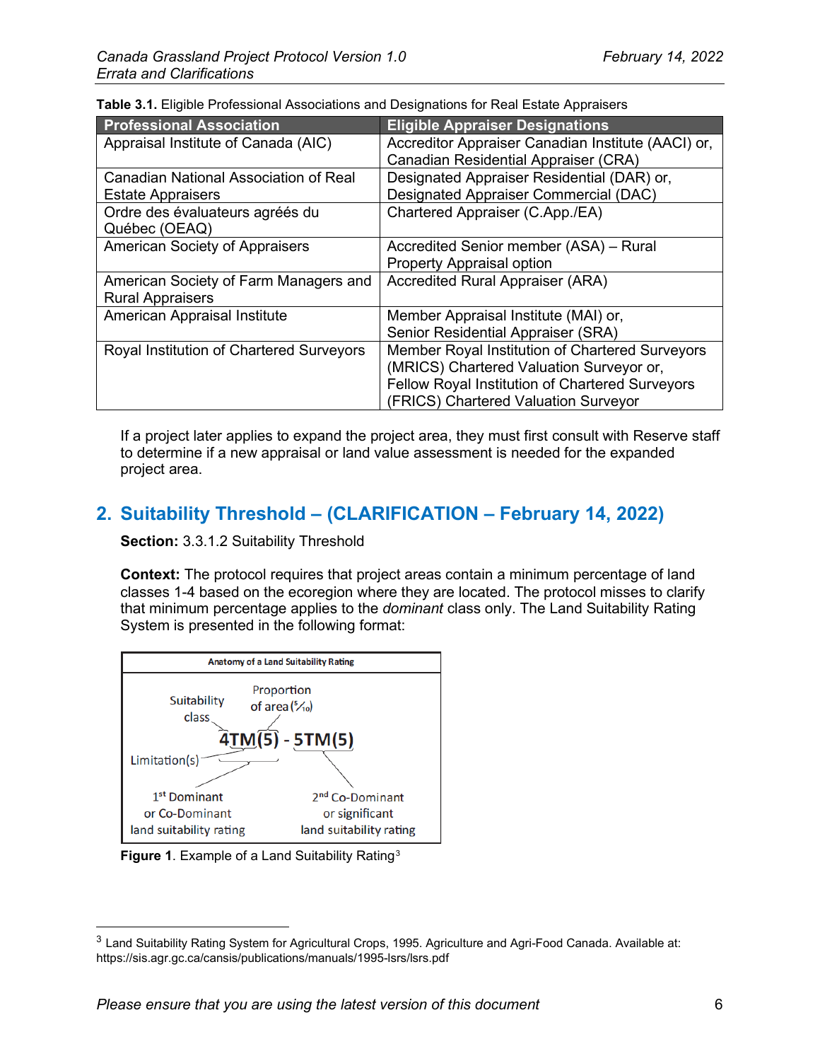**Table 3.1.** Eligible Professional Associations and Designations for Real Estate Appraisers

| Professional Association | Eligible Appraiser Designations |
|---|---|
| Appraisal Institute of Canada (AIC) | Accreditor Appraiser Canadian Institute (AACI) or, Canadian Residential Appraiser (CRA) |
| Canadian National Association of Real Estate Appraisers | Designated Appraiser Residential (DAR) or, Designated Appraiser Commercial (DAC) |
| Ordre des évaluateurs agréés du Québec (OEAQ) | Chartered Appraiser (C.App./EA) |
| American Society of Appraisers | Accredited Senior member (ASA) – Rural Property Appraisal option |
| American Society of Farm Managers and Rural Appraisers | Accredited Rural Appraiser (ARA) |
| American Appraisal Institute | Member Appraisal Institute (MAI) or, Senior Residential Appraiser (SRA) |
| Royal Institution of Chartered Surveyors | Member Royal Institution of Chartered Surveyors (MRICS) Chartered Valuation Surveyor or, Fellow Royal Institution of Chartered Surveyors (FRICS) Chartered Valuation Surveyor |

If a project later applies to expand the project area, they must first consult with Reserve staff to determine if a new appraisal or land value assessment is needed for the expanded project area.

## 2. Suitability Threshold – (CLARIFICATION – February 14, 2022)

**Section:** 3.3.1.2 Suitability Threshold

**Context:** The protocol requires that project areas contain a minimum percentage of land classes 1-4 based on the ecoregion where they are located. The protocol misses to clarify that minimum percentage applies to the *dominant* class only. The Land Suitability Rating System is presented in the following format:

**Anatomy of a Land Suitability Rating**

4TM(5) - 5TM(5)

- Suitability class: 4 / 5
- Limitation(s): TM
- Proportion of area (5/10): (5)
- 4TM(5): 1st Dominant or Co-Dominant land suitability rating
- 5TM(5): 2nd Co-Dominant or significant land suitability rating

**Figure 1**. Example of a Land Suitability Rating[3]

---

[3] Land Suitability Rating System for Agricultural Crops, 1995. Agriculture and Agri-Food Canada. Available at: https://sis.agr.gc.ca/cansis/publications/manuals/1995-lsrs/lsrs.pdf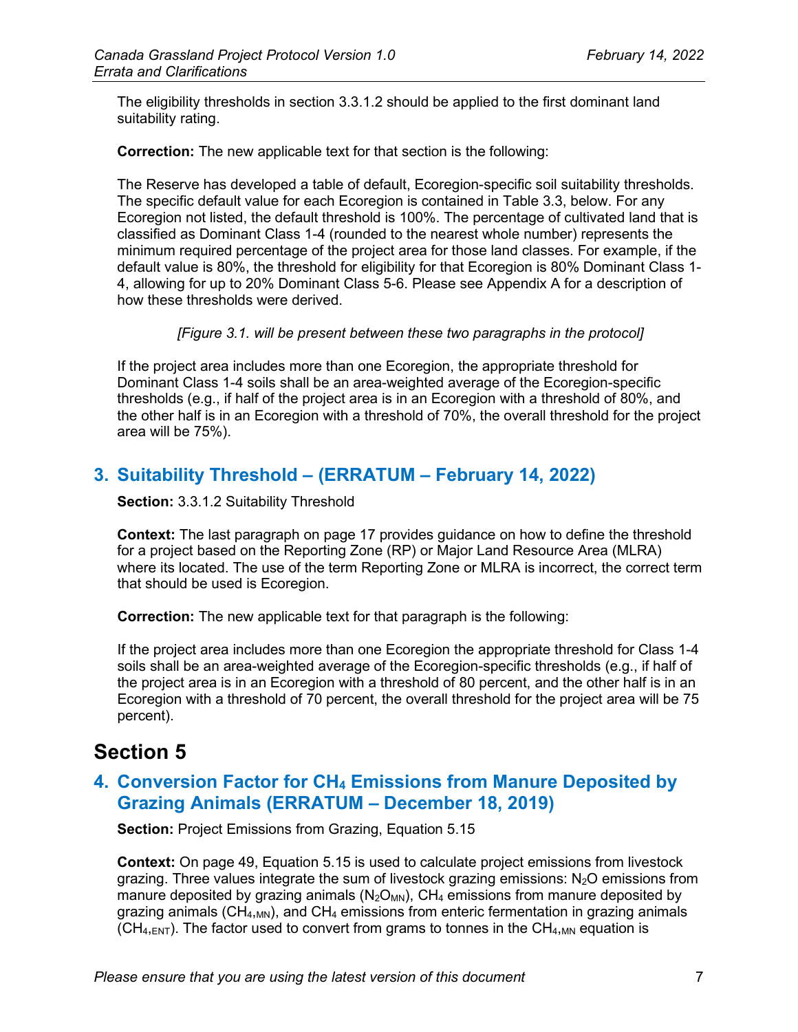The eligibility thresholds in section 3.3.1.2 should be applied to the first dominant land suitability rating.

**Correction:** The new applicable text for that section is the following:

The Reserve has developed a table of default, Ecoregion-specific soil suitability thresholds. The specific default value for each Ecoregion is contained in Table 3.3, below. For any Ecoregion not listed, the default threshold is 100%. The percentage of cultivated land that is classified as Dominant Class 1-4 (rounded to the nearest whole number) represents the minimum required percentage of the project area for those land classes. For example, if the default value is 80%, the threshold for eligibility for that Ecoregion is 80% Dominant Class 1-4, allowing for up to 20% Dominant Class 5-6. Please see Appendix A for a description of how these thresholds were derived.

*[Figure 3.1. will be present between these two paragraphs in the protocol]*

If the project area includes more than one Ecoregion, the appropriate threshold for Dominant Class 1-4 soils shall be an area-weighted average of the Ecoregion-specific thresholds (e.g., if half of the project area is in an Ecoregion with a threshold of 80%, and the other half is in an Ecoregion with a threshold of 70%, the overall threshold for the project area will be 75%).

## 3. Suitability Threshold – (ERRATUM – February 14, 2022)

**Section:** 3.3.1.2 Suitability Threshold

**Context:** The last paragraph on page 17 provides guidance on how to define the threshold for a project based on the Reporting Zone (RP) or Major Land Resource Area (MLRA) where its located. The use of the term Reporting Zone or MLRA is incorrect, the correct term that should be used is Ecoregion.

**Correction:** The new applicable text for that paragraph is the following:

If the project area includes more than one Ecoregion the appropriate threshold for Class 1-4 soils shall be an area-weighted average of the Ecoregion-specific thresholds (e.g., if half of the project area is in an Ecoregion with a threshold of 80 percent, and the other half is in an Ecoregion with a threshold of 70 percent, the overall threshold for the project area will be 75 percent).

# Section 5

## 4. Conversion Factor for $CH_4$ Emissions from Manure Deposited by Grazing Animals (ERRATUM – December 18, 2019)

**Section:** Project Emissions from Grazing, Equation 5.15

**Context:** On page 49, Equation 5.15 is used to calculate project emissions from livestock grazing. Three values integrate the sum of livestock grazing emissions: $N_2O$ emissions from manure deposited by grazing animals ($N_2O_{MN}$), $CH_4$ emissions from manure deposited by grazing animals ($CH_{4,MN}$), and $CH_4$ emissions from enteric fermentation in grazing animals ($CH_{4,ENT}$). The factor used to convert from grams to tonnes in the $CH_{4,MN}$ equation is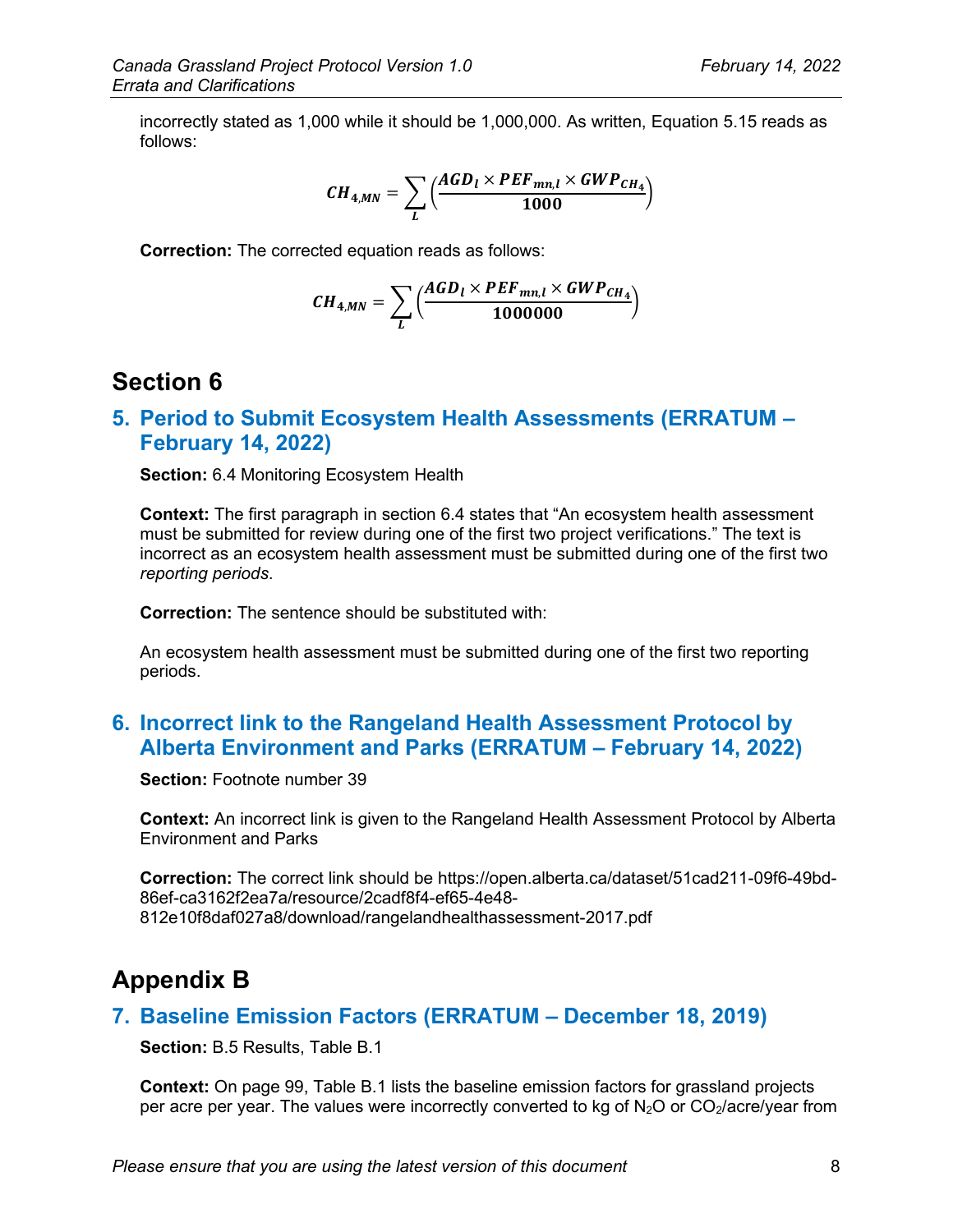incorrectly stated as 1,000 while it should be 1,000,000. As written, Equation 5.15 reads as follows:

$$CH_{4,MN} = \sum_{L} \left( \frac{AGD_l \times PEF_{mn,l} \times GWP_{CH_4}}{1000} \right)$$

**Correction:** The corrected equation reads as follows:

$$CH_{4,MN} = \sum_{L} \left( \frac{AGD_l \times PEF_{mn,l} \times GWP_{CH_4}}{1000000} \right)$$

# Section 6

## 5. Period to Submit Ecosystem Health Assessments (ERRATUM – February 14, 2022)

**Section:** 6.4 Monitoring Ecosystem Health

**Context:** The first paragraph in section 6.4 states that "An ecosystem health assessment must be submitted for review during one of the first two project verifications." The text is incorrect as an ecosystem health assessment must be submitted during one of the first two *reporting periods*.

**Correction:** The sentence should be substituted with:

An ecosystem health assessment must be submitted during one of the first two reporting periods.

## 6. Incorrect link to the Rangeland Health Assessment Protocol by Alberta Environment and Parks (ERRATUM – February 14, 2022)

**Section:** Footnote number 39

**Context:** An incorrect link is given to the Rangeland Health Assessment Protocol by Alberta Environment and Parks

**Correction:** The correct link should be https://open.alberta.ca/dataset/51cad211-09f6-49bd-86ef-ca3162f2ea7a/resource/2cadf8f4-ef65-4e48-812e10f8daf027a8/download/rangelandhealthassessment-2017.pdf

# Appendix B

## 7. Baseline Emission Factors (ERRATUM – December 18, 2019)

**Section:** B.5 Results, Table B.1

**Context:** On page 99, Table B.1 lists the baseline emission factors for grassland projects per acre per year. The values were incorrectly converted to kg of $N_2O$ or $CO_2$/acre/year from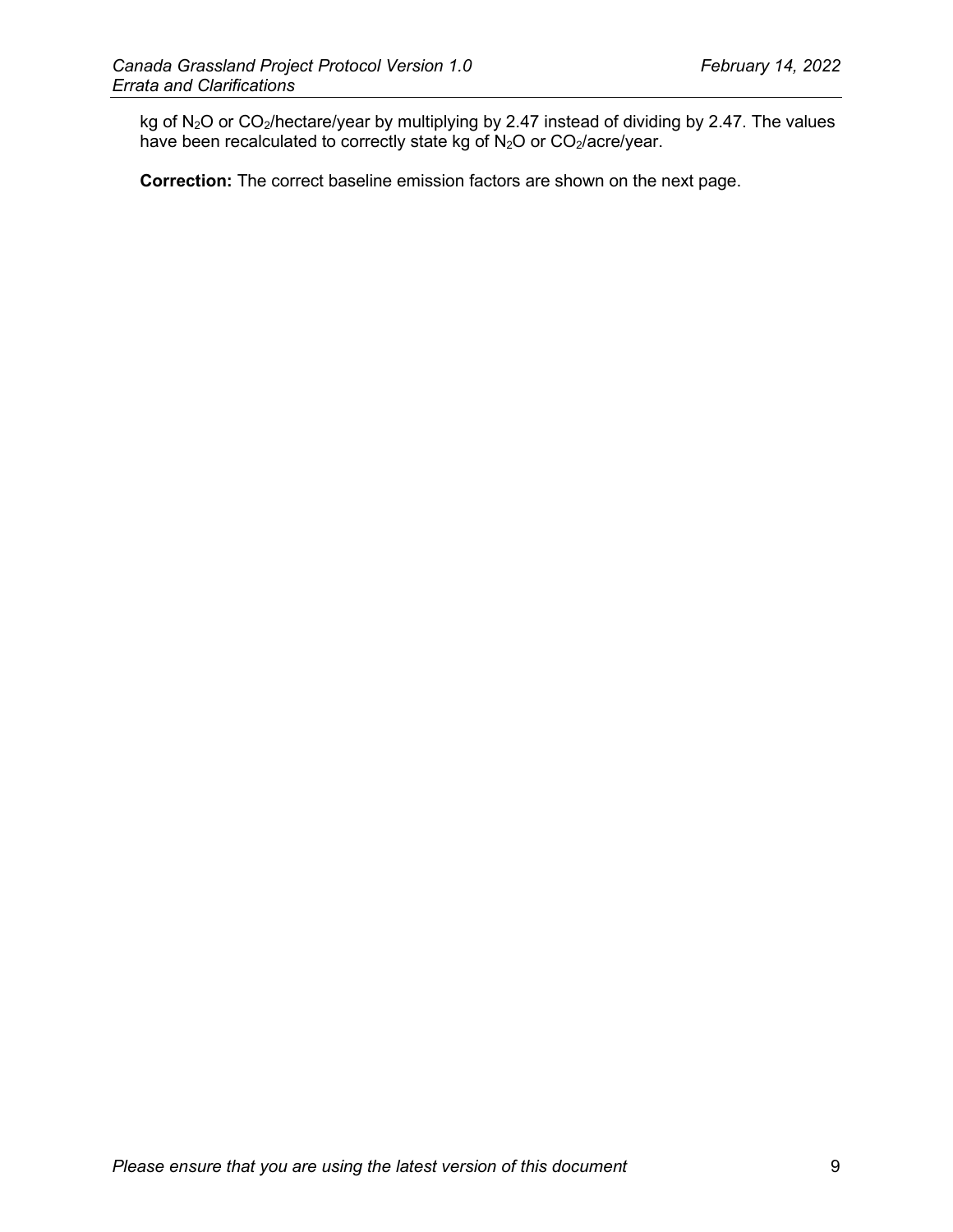kg of $N_2O$ or $CO_2$/hectare/year by multiplying by 2.47 instead of dividing by 2.47. The values have been recalculated to correctly state kg of $N_2O$ or $CO_2$/acre/year.

**Correction:** The correct baseline emission factors are shown on the next page.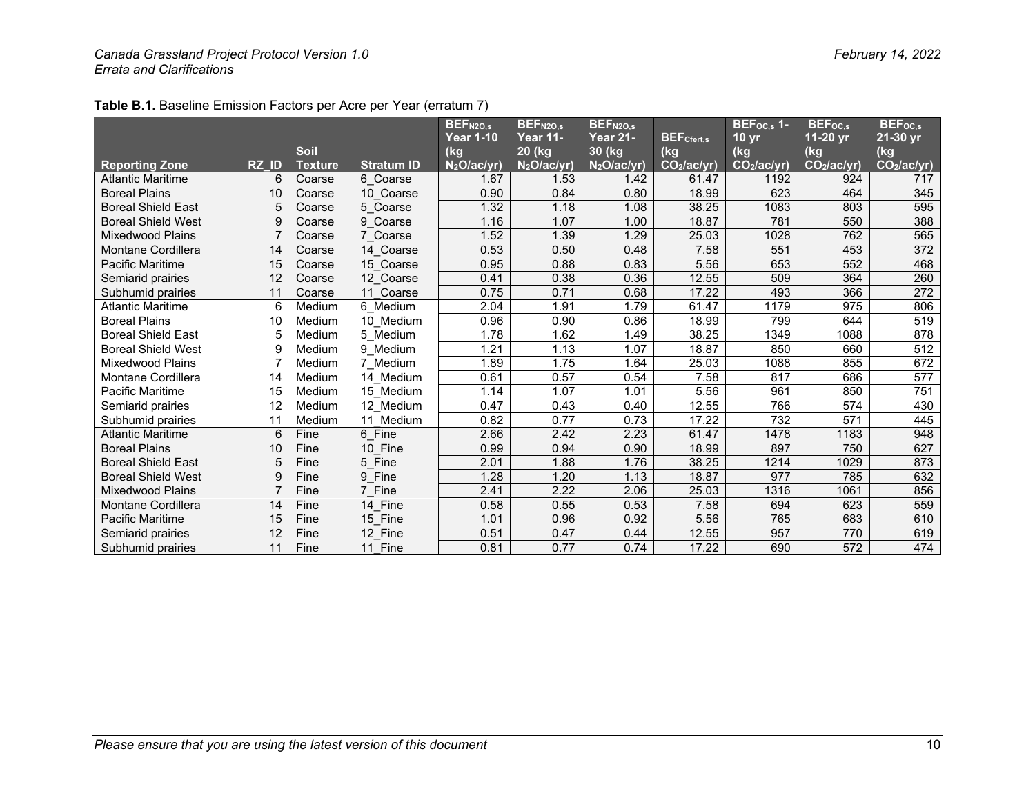**Table B.1.** Baseline Emission Factors per Acre per Year (erratum 7)

| Reporting Zone | RZ_ID | Soil Texture | Stratum ID | $BEF_{N2O,s}$ Year 1-10 (kg $N_2O$/ac/yr) | $BEF_{N2O,s}$ Year 11-20 (kg $N_2O$/ac/yr) | $BEF_{N2O,s}$ Year 21-30 (kg $N_2O$/ac/yr) | $BEF_{Cfert,s}$ (kg $CO_2$/ac/yr) | $BEF_{OC,s}$ 1-10 yr (kg $CO_2$/ac/yr) | $BEF_{OC,s}$ 11-20 yr (kg $CO_2$/ac/yr) | $BEF_{OC,s}$ 21-30 yr (kg $CO_2$/ac/yr) |
|---|---|---|---|---|---|---|---|---|---|---|
| Atlantic Maritime | 6 | Coarse | 6_Coarse | 1.67 | 1.53 | 1.42 | 61.47 | 1192 | 924 | 717 |
| Boreal Plains | 10 | Coarse | 10_Coarse | 0.90 | 0.84 | 0.80 | 18.99 | 623 | 464 | 345 |
| Boreal Shield East | 5 | Coarse | 5_Coarse | 1.32 | 1.18 | 1.08 | 38.25 | 1083 | 803 | 595 |
| Boreal Shield West | 9 | Coarse | 9_Coarse | 1.16 | 1.07 | 1.00 | 18.87 | 781 | 550 | 388 |
| Mixedwood Plains | 7 | Coarse | 7_Coarse | 1.52 | 1.39 | 1.29 | 25.03 | 1028 | 762 | 565 |
| Montane Cordillera | 14 | Coarse | 14_Coarse | 0.53 | 0.50 | 0.48 | 7.58 | 551 | 453 | 372 |
| Pacific Maritime | 15 | Coarse | 15_Coarse | 0.95 | 0.88 | 0.83 | 5.56 | 653 | 552 | 468 |
| Semiarid prairies | 12 | Coarse | 12_Coarse | 0.41 | 0.38 | 0.36 | 12.55 | 509 | 364 | 260 |
| Subhumid prairies | 11 | Coarse | 11_Coarse | 0.75 | 0.71 | 0.68 | 17.22 | 493 | 366 | 272 |
| Atlantic Maritime | 6 | Medium | 6_Medium | 2.04 | 1.91 | 1.79 | 61.47 | 1179 | 975 | 806 |
| Boreal Plains | 10 | Medium | 10_Medium | 0.96 | 0.90 | 0.86 | 18.99 | 799 | 644 | 519 |
| Boreal Shield East | 5 | Medium | 5_Medium | 1.78 | 1.62 | 1.49 | 38.25 | 1349 | 1088 | 878 |
| Boreal Shield West | 9 | Medium | 9_Medium | 1.21 | 1.13 | 1.07 | 18.87 | 850 | 660 | 512 |
| Mixedwood Plains | 7 | Medium | 7_Medium | 1.89 | 1.75 | 1.64 | 25.03 | 1088 | 855 | 672 |
| Montane Cordillera | 14 | Medium | 14_Medium | 0.61 | 0.57 | 0.54 | 7.58 | 817 | 686 | 577 |
| Pacific Maritime | 15 | Medium | 15_Medium | 1.14 | 1.07 | 1.01 | 5.56 | 961 | 850 | 751 |
| Semiarid prairies | 12 | Medium | 12_Medium | 0.47 | 0.43 | 0.40 | 12.55 | 766 | 574 | 430 |
| Subhumid prairies | 11 | Medium | 11_Medium | 0.82 | 0.77 | 0.73 | 17.22 | 732 | 571 | 445 |
| Atlantic Maritime | 6 | Fine | 6_Fine | 2.66 | 2.42 | 2.23 | 61.47 | 1478 | 1183 | 948 |
| Boreal Plains | 10 | Fine | 10_Fine | 0.99 | 0.94 | 0.90 | 18.99 | 897 | 750 | 627 |
| Boreal Shield East | 5 | Fine | 5_Fine | 2.01 | 1.88 | 1.76 | 38.25 | 1214 | 1029 | 873 |
| Boreal Shield West | 9 | Fine | 9_Fine | 1.28 | 1.20 | 1.13 | 18.87 | 977 | 785 | 632 |
| Mixedwood Plains | 7 | Fine | 7_Fine | 2.41 | 2.22 | 2.06 | 25.03 | 1316 | 1061 | 856 |
| Montane Cordillera | 14 | Fine | 14_Fine | 0.58 | 0.55 | 0.53 | 7.58 | 694 | 623 | 559 |
| Pacific Maritime | 15 | Fine | 15_Fine | 1.01 | 0.96 | 0.92 | 5.56 | 765 | 683 | 610 |
| Semiarid prairies | 12 | Fine | 12_Fine | 0.51 | 0.47 | 0.44 | 12.55 | 957 | 770 | 619 |
| Subhumid prairies | 11 | Fine | 11_Fine | 0.81 | 0.77 | 0.74 | 17.22 | 690 | 572 | 474 |